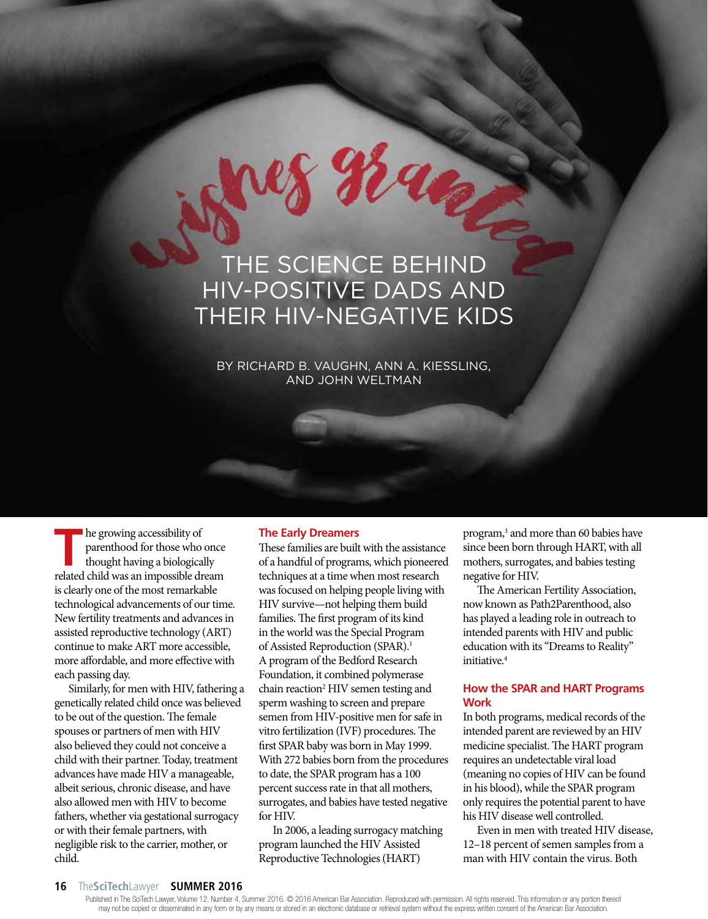# wishes granted

# THE SCIENCE BEHIND HIV-POSITIVE DADS AND THEIR HIV-NEGATIVE KIDS

BY RICHARD B. VAUGHN, ANN A. KIESSLING, AND JOHN WELTMAN

The growing accessibility of parenthood for those who once thought having a biologically related child was an impossible dream is clearly one of the most remarkable technological advancements of our time. New fertility treatments and advances in assisted reproductive technology (ART) continue to make ART more accessible, more affordable, and more effective with each passing day.

Similarly, for men with HIV, fathering a genetically related child once was believed to be out of the question. The female spouses or partners of men with HIV also believed they could not conceive a child with their partner. Today, treatment advances have made HIV a manageable, albeit serious, chronic disease, and have also allowed men with HIV to become fathers, whether via gestational surrogacy or with their female partners, with negligible risk to the carrier, mother, or child.

## The Early Dreamers

These families are built with the assistance of a handful of programs, which pioneered techniques at a time when most research was focused on helping people living with HIV survive—not helping them build families. The first program of its kind in the world was the Special Program of Assisted Reproduction (SPAR).[1] A program of the Bedford Research Foundation, it combined polymerase chain reaction[2] HIV semen testing and sperm washing to screen and prepare semen from HIV-positive men for safe in vitro fertilization (IVF) procedures. The first SPAR baby was born in May 1999. With 272 babies born from the procedures to date, the SPAR program has a 100 percent success rate in that all mothers, surrogates, and babies have tested negative for HIV.

In 2006, a leading surrogacy matching program launched the HIV Assisted Reproductive Technologies (HART) program,[3] and more than 60 babies have since been born through HART, with all mothers, surrogates, and babies testing negative for HIV.

The American Fertility Association, now known as Path2Parenthood, also has played a leading role in outreach to intended parents with HIV and public education with its "Dreams to Reality" initiative.[4]

## How the SPAR and HART Programs Work

In both programs, medical records of the intended parent are reviewed by an HIV medicine specialist. The HART program requires an undetectable viral load (meaning no copies of HIV can be found in his blood), while the SPAR program only requires the potential parent to have his HIV disease well controlled.

Even in men with treated HIV disease, 12–18 percent of semen samples from a man with HIV contain the virus. Both

Published in The SciTech Lawyer, Volume 12, Number 4, Summer 2016. © 2016 American Bar Association. Reproduced with permission. All rights reserved. This information or any portion thereof may not be copied or disseminated in any form or by any means or stored in an electronic database or retrieval system without the express written consent of the American Bar Association.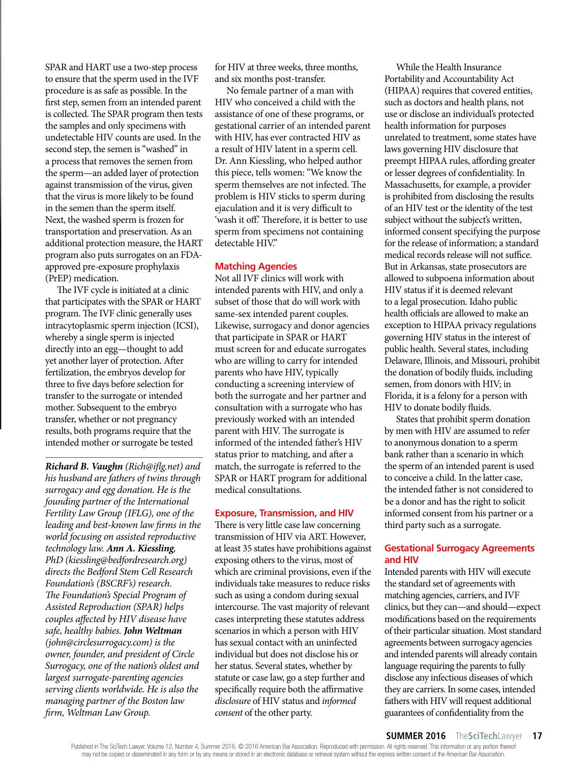SPAR and HART use a two-step process to ensure that the sperm used in the IVF procedure is as safe as possible. In the first step, semen from an intended parent is collected. The SPAR program then tests the samples and only specimens with undetectable HIV counts are used. In the second step, the semen is "washed" in a process that removes the semen from the sperm—an added layer of protection against transmission of the virus, given that the virus is more likely to be found in the semen than the sperm itself. Next, the washed sperm is frozen for transportation and preservation. As an additional protection measure, the HART program also puts surrogates on an FDA-approved pre-exposure prophylaxis (PrEP) medication.

The IVF cycle is initiated at a clinic that participates with the SPAR or HART program. The IVF clinic generally uses intracytoplasmic sperm injection (ICSI), whereby a single sperm is injected directly into an egg—thought to add yet another layer of protection. After fertilization, the embryos develop for three to five days before selection for transfer to the surrogate or intended mother. Subsequent to the embryo transfer, whether or not pregnancy results, both programs require that the intended mother or surrogate be tested for HIV at three weeks, three months, and six months post-transfer.

No female partner of a man with HIV who conceived a child with the assistance of one of these programs, or gestational carrier of an intended parent with HIV, has ever contracted HIV as a result of HIV latent in a sperm cell. Dr. Ann Kiessling, who helped author this piece, tells women: "We know the sperm themselves are not infected. The problem is HIV sticks to sperm during ejaculation and it is very difficult to 'wash it off.' Therefore, it is better to use sperm from specimens not containing detectable HIV."

## Matching Agencies

Not all IVF clinics will work with intended parents with HIV, and only a subset of those that do will work with same-sex intended parent couples. Likewise, surrogacy and donor agencies that participate in SPAR or HART must screen for and educate surrogates who are willing to carry for intended parents who have HIV, typically conducting a screening interview of both the surrogate and her partner and consultation with a surrogate who has previously worked with an intended parent with HIV. The surrogate is informed of the intended father's HIV status prior to matching, and after a match, the surrogate is referred to the SPAR or HART program for additional medical consultations.

## Exposure, Transmission, and HIV

There is very little case law concerning transmission of HIV via ART. However, at least 35 states have prohibitions against exposing others to the virus, most of which are criminal provisions, even if the individuals take measures to reduce risks such as using a condom during sexual intercourse. The vast majority of relevant cases interpreting these statutes address scenarios in which a person with HIV has sexual contact with an uninfected individual but does not disclose his or her status. Several states, whether by statute or case law, go a step further and specifically require both the affirmative *disclosure* of HIV status and *informed consent* of the other party.

While the Health Insurance Portability and Accountability Act (HIPAA) requires that covered entities, such as doctors and health plans, not use or disclose an individual's protected health information for purposes unrelated to treatment, some states have laws governing HIV disclosure that preempt HIPAA rules, affording greater or lesser degrees of confidentiality. In Massachusetts, for example, a provider is prohibited from disclosing the results of an HIV test or the identity of the test subject without the subject's written, informed consent specifying the purpose for the release of information; a standard medical records release will not suffice. But in Arkansas, state prosecutors are allowed to subpoena information about HIV status if it is deemed relevant to a legal prosecution. Idaho public health officials are allowed to make an exception to HIPAA privacy regulations governing HIV status in the interest of public health. Several states, including Delaware, Illinois, and Missouri, prohibit the donation of bodily fluids, including semen, from donors with HIV; in Florida, it is a felony for a person with HIV to donate bodily fluids.

States that prohibit sperm donation by men with HIV are assumed to refer to anonymous donation to a sperm bank rather than a scenario in which the sperm of an intended parent is used to conceive a child. In the latter case, the intended father is not considered to be a donor and has the right to solicit informed consent from his partner or a third party such as a surrogate.

## Gestational Surrogacy Agreements and HIV

Intended parents with HIV will execute the standard set of agreements with matching agencies, carriers, and IVF clinics, but they can—and should—expect modifications based on the requirements of their particular situation. Most standard agreements between surrogacy agencies and intended parents will already contain language requiring the parents to fully disclose any infectious diseases of which they are carriers. In some cases, intended fathers with HIV will request additional guarantees of confidentiality from the

---

***Richard B. Vaughn** (Rich@iflg.net) and his husband are fathers of twins through surrogacy and egg donation. He is the founding partner of the International Fertility Law Group (IFLG), one of the leading and best-known law firms in the world focusing on assisted reproductive technology law.* ***Ann A. Kiessling**, PhD (kiessling@bedfordresearch.org) directs the Bedford Stem Cell Research Foundation's (BSCRF's) research. The Foundation's Special Program of Assisted Reproduction (SPAR) helps couples affected by HIV disease have safe, healthy babies.* ***John Weltman** (john@circlesurrogacy.com) is the owner, founder, and president of Circle Surrogacy, one of the nation's oldest and largest surrogate-parenting agencies serving clients worldwide. He is also the managing partner of the Boston law firm, Weltman Law Group.*

Published in The SciTech Lawyer, Volume 12, Number 4, Summer 2016. © 2016 American Bar Association. Reproduced with permission. All rights reserved. This information or any portion thereof may not be copied or disseminated in any form or by any means or stored in an electronic database or retrieval system without the express written consent of the American Bar Association.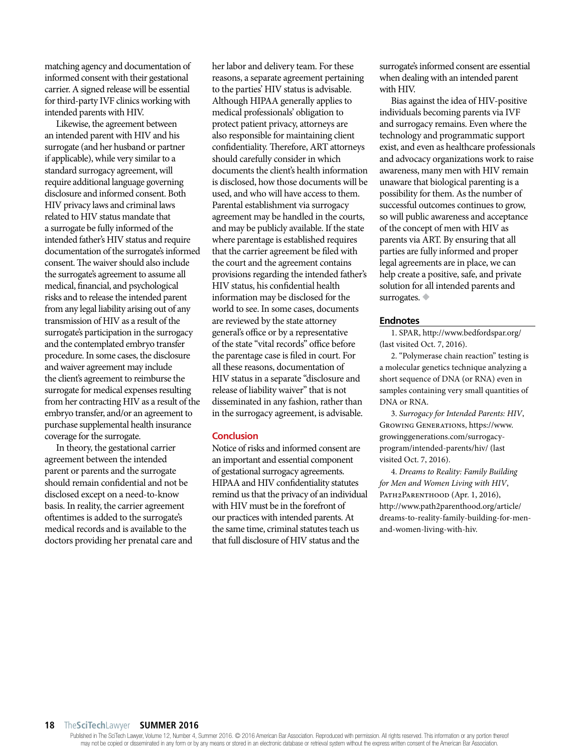matching agency and documentation of informed consent with their gestational carrier. A signed release will be essential for third-party IVF clinics working with intended parents with HIV.

Likewise, the agreement between an intended parent with HIV and his surrogate (and her husband or partner if applicable), while very similar to a standard surrogacy agreement, will require additional language governing disclosure and informed consent. Both HIV privacy laws and criminal laws related to HIV status mandate that a surrogate be fully informed of the intended father's HIV status and require documentation of the surrogate's informed consent. The waiver should also include the surrogate's agreement to assume all medical, financial, and psychological risks and to release the intended parent from any legal liability arising out of any transmission of HIV as a result of the surrogate's participation in the surrogacy and the contemplated embryo transfer procedure. In some cases, the disclosure and waiver agreement may include the client's agreement to reimburse the surrogate for medical expenses resulting from her contracting HIV as a result of the embryo transfer, and/or an agreement to purchase supplemental health insurance coverage for the surrogate.

In theory, the gestational carrier agreement between the intended parent or parents and the surrogate should remain confidential and not be disclosed except on a need-to-know basis. In reality, the carrier agreement oftentimes is added to the surrogate's medical records and is available to the doctors providing her prenatal care and her labor and delivery team. For these reasons, a separate agreement pertaining to the parties' HIV status is advisable. Although HIPAA generally applies to medical professionals' obligation to protect patient privacy, attorneys are also responsible for maintaining client confidentiality. Therefore, ART attorneys should carefully consider in which documents the client's health information is disclosed, how those documents will be used, and who will have access to them. Parental establishment via surrogacy agreement may be handled in the courts, and may be publicly available. If the state where parentage is established requires that the carrier agreement be filed with the court and the agreement contains provisions regarding the intended father's HIV status, his confidential health information may be disclosed for the world to see. In some cases, documents are reviewed by the state attorney general's office or by a representative of the state "vital records" office before the parentage case is filed in court. For all these reasons, documentation of HIV status in a separate "disclosure and release of liability waiver" that is not disseminated in any fashion, rather than in the surrogacy agreement, is advisable.

## Conclusion

Notice of risks and informed consent are an important and essential component of gestational surrogacy agreements. HIPAA and HIV confidentiality statutes remind us that the privacy of an individual with HIV must be in the forefront of our practices with intended parents. At the same time, criminal statutes teach us that full disclosure of HIV status and the surrogate's informed consent are essential when dealing with an intended parent with HIV.

Bias against the idea of HIV-positive individuals becoming parents via IVF and surrogacy remains. Even where the technology and programmatic support exist, and even as healthcare professionals and advocacy organizations work to raise awareness, many men with HIV remain unaware that biological parenting is a possibility for them. As the number of successful outcomes continues to grow, so will public awareness and acceptance of the concept of men with HIV as parents via ART. By ensuring that all parties are fully informed and proper legal agreements are in place, we can help create a positive, safe, and private solution for all intended parents and surrogates. ◆

## Endnotes

1. SPAR, http://www.bedfordspar.org/ (last visited Oct. 7, 2016).

2. "Polymerase chain reaction" testing is a molecular genetics technique analyzing a short sequence of DNA (or RNA) even in samples containing very small quantities of DNA or RNA.

3. *Surrogacy for Intended Parents: HIV*, Growing Generations, https://www.growinggenerations.com/surrogacy-program/intended-parents/hiv/ (last visited Oct. 7, 2016).

4. *Dreams to Reality: Family Building for Men and Women Living with HIV*, Path2Parenthood (Apr. 1, 2016), http://www.path2parenthood.org/article/dreams-to-reality-family-building-for-men-and-women-living-with-hiv.

Published in The SciTech Lawyer, Volume 12, Number 4, Summer 2016. © 2016 American Bar Association. Reproduced with permission. All rights reserved. This information or any portion thereof may not be copied or disseminated in any form or by any means or stored in an electronic database or retrieval system without the express written consent of the American Bar Association.